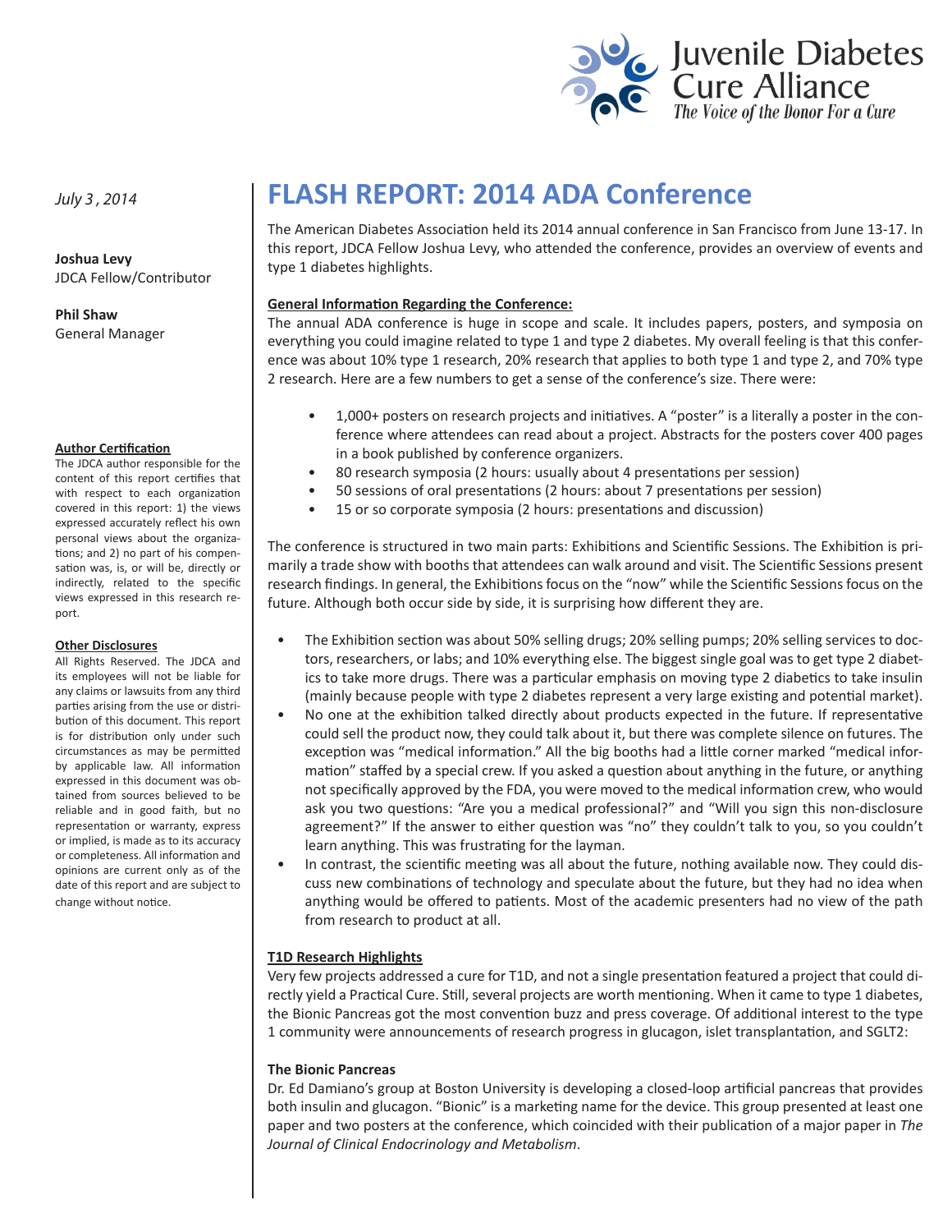Juvenile Diabetes Cure Alliance
*The Voice of the Donor For a Cure*

*July 3 , 2014*

**Joshua Levy**
JDCA Fellow/Contributor

**Phil Shaw**
General Manager

**Author Certification**
The JDCA author responsible for the content of this report certifies that with respect to each organization covered in this report: 1) the views expressed accurately reflect his own personal views about the organizations; and 2) no part of his compensation was, is, or will be, directly or indirectly, related to the specific views expressed in this research report.

**Other Disclosures**
All Rights Reserved. The JDCA and its employees will not be liable for any claims or lawsuits from any third parties arising from the use or distribution of this document. This report is for distribution only under such circumstances as may be permitted by applicable law. All information expressed in this document was obtained from sources believed to be reliable and in good faith, but no representation or warranty, express or implied, is made as to its accuracy or completeness. All information and opinions are current only as of the date of this report and are subject to change without notice.

# FLASH REPORT: 2014 ADA Conference

The American Diabetes Association held its 2014 annual conference in San Francisco from June 13-17. In this report, JDCA Fellow Joshua Levy, who attended the conference, provides an overview of events and type 1 diabetes highlights.

**General Information Regarding the Conference:**

The annual ADA conference is huge in scope and scale. It includes papers, posters, and symposia on everything you could imagine related to type 1 and type 2 diabetes. My overall feeling is that this conference was about 10% type 1 research, 20% research that applies to both type 1 and type 2, and 70% type 2 research. Here are a few numbers to get a sense of the conference's size. There were:

- 1,000+ posters on research projects and initiatives. A "poster" is a literally a poster in the conference where attendees can read about a project. Abstracts for the posters cover 400 pages in a book published by conference organizers.
- 80 research symposia (2 hours: usually about 4 presentations per session)
- 50 sessions of oral presentations (2 hours: about 7 presentations per session)
- 15 or so corporate symposia (2 hours: presentations and discussion)

The conference is structured in two main parts: Exhibitions and Scientific Sessions. The Exhibition is primarily a trade show with booths that attendees can walk around and visit. The Scientific Sessions present research findings. In general, the Exhibitions focus on the "now" while the Scientific Sessions focus on the future. Although both occur side by side, it is surprising how different they are.

- The Exhibition section was about 50% selling drugs; 20% selling pumps; 20% selling services to doctors, researchers, or labs; and 10% everything else. The biggest single goal was to get type 2 diabetics to take more drugs. There was a particular emphasis on moving type 2 diabetics to take insulin (mainly because people with type 2 diabetes represent a very large existing and potential market).
- No one at the exhibition talked directly about products expected in the future. If representative could sell the product now, they could talk about it, but there was complete silence on futures. The exception was "medical information." All the big booths had a little corner marked "medical information" staffed by a special crew. If you asked a question about anything in the future, or anything not specifically approved by the FDA, you were moved to the medical information crew, who would ask you two questions: "Are you a medical professional?" and "Will you sign this non-disclosure agreement?" If the answer to either question was "no" they couldn't talk to you, so you couldn't learn anything. This was frustrating for the layman.
- In contrast, the scientific meeting was all about the future, nothing available now. They could discuss new combinations of technology and speculate about the future, but they had no idea when anything would be offered to patients. Most of the academic presenters had no view of the path from research to product at all.

**T1D Research Highlights**

Very few projects addressed a cure for T1D, and not a single presentation featured a project that could directly yield a Practical Cure. Still, several projects are worth mentioning. When it came to type 1 diabetes, the Bionic Pancreas got the most convention buzz and press coverage. Of additional interest to the type 1 community were announcements of research progress in glucagon, islet transplantation, and SGLT2:

**The Bionic Pancreas**

Dr. Ed Damiano's group at Boston University is developing a closed-loop artificial pancreas that provides both insulin and glucagon. "Bionic" is a marketing name for the device. This group presented at least one paper and two posters at the conference, which coincided with their publication of a major paper in *The Journal of Clinical Endocrinology and Metabolism*.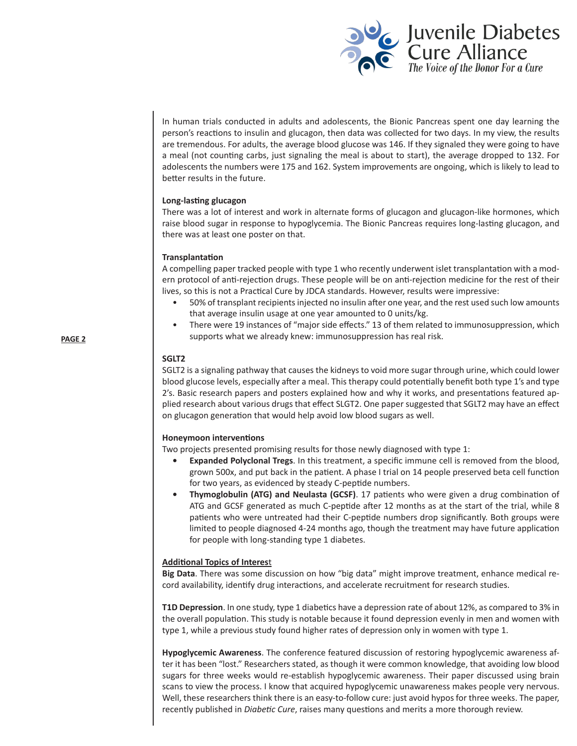In human trials conducted in adults and adolescents, the Bionic Pancreas spent one day learning the person's reactions to insulin and glucagon, then data was collected for two days. In my view, the results are tremendous. For adults, the average blood glucose was 146. If they signaled they were going to have a meal (not counting carbs, just signaling the meal is about to start), the average dropped to 132. For adolescents the numbers were 175 and 162. System improvements are ongoing, which is likely to lead to better results in the future.

**Long-lasting glucagon**

There was a lot of interest and work in alternate forms of glucagon and glucagon-like hormones, which raise blood sugar in response to hypoglycemia. The Bionic Pancreas requires long-lasting glucagon, and there was at least one poster on that.

**Transplantation**

A compelling paper tracked people with type 1 who recently underwent islet transplantation with a modern protocol of anti-rejection drugs. These people will be on anti-rejection medicine for the rest of their lives, so this is not a Practical Cure by JDCA standards. However, results were impressive:

- 50% of transplant recipients injected no insulin after one year, and the rest used such low amounts that average insulin usage at one year amounted to 0 units/kg.
- There were 19 instances of "major side effects." 13 of them related to immunosuppression, which supports what we already knew: immunosuppression has real risk.

**SGLT2**

SGLT2 is a signaling pathway that causes the kidneys to void more sugar through urine, which could lower blood glucose levels, especially after a meal. This therapy could potentially benefit both type 1's and type 2's. Basic research papers and posters explained how and why it works, and presentations featured applied research about various drugs that effect SLGT2. One paper suggested that SGLT2 may have an effect on glucagon generation that would help avoid low blood sugars as well.

**Honeymoon interventions**

Two projects presented promising results for those newly diagnosed with type 1:

- **Expanded Polyclonal Tregs**. In this treatment, a specific immune cell is removed from the blood, grown 500x, and put back in the patient. A phase I trial on 14 people preserved beta cell function for two years, as evidenced by steady C-peptide numbers.
- **Thymoglobulin (ATG) and Neulasta (GCSF)**. 17 patients who were given a drug combination of ATG and GCSF generated as much C-peptide after 12 months as at the start of the trial, while 8 patients who were untreated had their C-peptide numbers drop significantly. Both groups were limited to people diagnosed 4-24 months ago, though the treatment may have future application for people with long-standing type 1 diabetes.

**Additional Topics of Interest**

**Big Data**. There was some discussion on how "big data" might improve treatment, enhance medical record availability, identify drug interactions, and accelerate recruitment for research studies.

**T1D Depression**. In one study, type 1 diabetics have a depression rate of about 12%, as compared to 3% in the overall population. This study is notable because it found depression evenly in men and women with type 1, while a previous study found higher rates of depression only in women with type 1.

**Hypoglycemic Awareness**. The conference featured discussion of restoring hypoglycemic awareness after it has been "lost." Researchers stated, as though it were common knowledge, that avoiding low blood sugars for three weeks would re-establish hypoglycemic awareness. Their paper discussed using brain scans to view the process. I know that acquired hypoglycemic unawareness makes people very nervous. Well, these researchers think there is an easy-to-follow cure: just avoid hypos for three weeks. The paper, recently published in *Diabetic Cure*, raises many questions and merits a more thorough review.